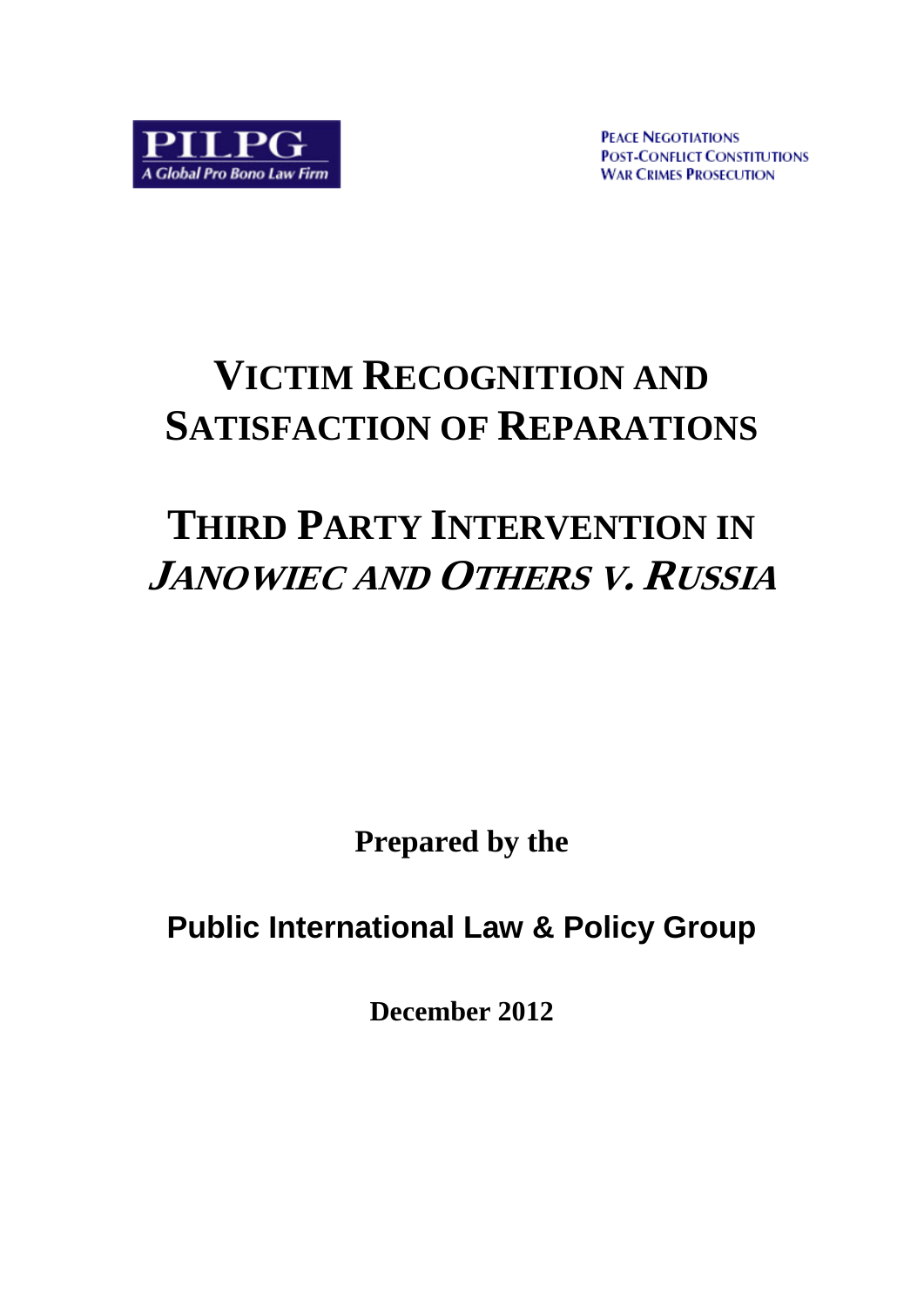PILPG
A Global Pro Bono Law Firm

PEACE NEGOTIATIONS
POST-CONFLICT CONSTITUTIONS
WAR CRIMES PROSECUTION

# VICTIM RECOGNITION AND SATISFACTION OF REPARATIONS

# THIRD PARTY INTERVENTION IN *JANOWIEC AND OTHERS V. RUSSIA*

**Prepared by the**

**Public International Law & Policy Group**

**December 2012**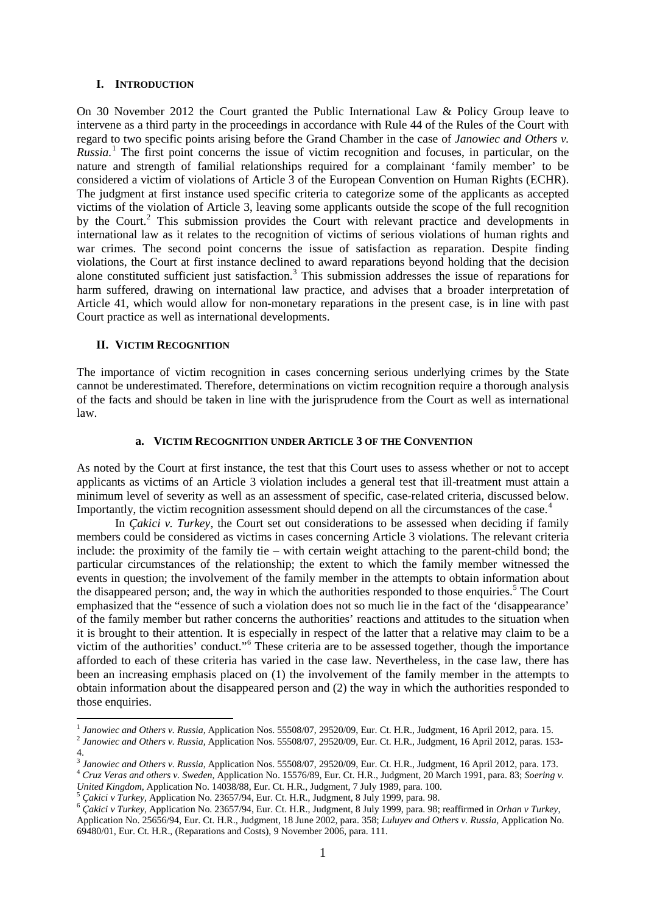## I. INTRODUCTION

On 30 November 2012 the Court granted the Public International Law & Policy Group leave to intervene as a third party in the proceedings in accordance with Rule 44 of the Rules of the Court with regard to two specific points arising before the Grand Chamber in the case of *Janowiec and Others v. Russia*.[1] The first point concerns the issue of victim recognition and focuses, in particular, on the nature and strength of familial relationships required for a complainant 'family member' to be considered a victim of violations of Article 3 of the European Convention on Human Rights (ECHR). The judgment at first instance used specific criteria to categorize some of the applicants as accepted victims of the violation of Article 3, leaving some applicants outside the scope of the full recognition by the Court.[2] This submission provides the Court with relevant practice and developments in international law as it relates to the recognition of victims of serious violations of human rights and war crimes. The second point concerns the issue of satisfaction as reparation. Despite finding violations, the Court at first instance declined to award reparations beyond holding that the decision alone constituted sufficient just satisfaction.[3] This submission addresses the issue of reparations for harm suffered, drawing on international law practice, and advises that a broader interpretation of Article 41, which would allow for non-monetary reparations in the present case, is in line with past Court practice as well as international developments.

## II. VICTIM RECOGNITION

The importance of victim recognition in cases concerning serious underlying crimes by the State cannot be underestimated. Therefore, determinations on victim recognition require a thorough analysis of the facts and should be taken in line with the jurisprudence from the Court as well as international law.

### a. VICTIM RECOGNITION UNDER ARTICLE 3 OF THE CONVENTION

As noted by the Court at first instance, the test that this Court uses to assess whether or not to accept applicants as victims of an Article 3 violation includes a general test that ill-treatment must attain a minimum level of severity as well as an assessment of specific, case-related criteria, discussed below. Importantly, the victim recognition assessment should depend on all the circumstances of the case.[4]

In *Çakici v. Turkey*, the Court set out considerations to be assessed when deciding if family members could be considered as victims in cases concerning Article 3 violations. The relevant criteria include: the proximity of the family tie – with certain weight attaching to the parent-child bond; the particular circumstances of the relationship; the extent to which the family member witnessed the events in question; the involvement of the family member in the attempts to obtain information about the disappeared person; and, the way in which the authorities responded to those enquiries.[5] The Court emphasized that the "essence of such a violation does not so much lie in the fact of the 'disappearance' of the family member but rather concerns the authorities' reactions and attitudes to the situation when it is brought to their attention. It is especially in respect of the latter that a relative may claim to be a victim of the authorities' conduct."[6] These criteria are to be assessed together, though the importance afforded to each of these criteria has varied in the case law. Nevertheless, in the case law, there has been an increasing emphasis placed on (1) the involvement of the family member in the attempts to obtain information about the disappeared person and (2) the way in which the authorities responded to those enquiries.

---

[1] *Janowiec and Others v. Russia*, Application Nos. 55508/07, 29520/09, Eur. Ct. H.R., Judgment, 16 April 2012, para. 15.

[2] *Janowiec and Others v. Russia*, Application Nos. 55508/07, 29520/09, Eur. Ct. H.R., Judgment, 16 April 2012, paras. 153-4.

[3] *Janowiec and Others v. Russia*, Application Nos. 55508/07, 29520/09, Eur. Ct. H.R., Judgment, 16 April 2012, para. 173.

[4] *Cruz Veras and others v. Sweden*, Application No. 15576/89, Eur. Ct. H.R., Judgment, 20 March 1991, para. 83; *Soering v. United Kingdom*, Application No. 14038/88, Eur. Ct. H.R., Judgment, 7 July 1989, para. 100.

[5] *Çakici v Turkey*, Application No. 23657/94, Eur. Ct. H.R., Judgment, 8 July 1999, para. 98.

[6] *Çakici v Turkey*, Application No. 23657/94, Eur. Ct. H.R., Judgment, 8 July 1999, para. 98; reaffirmed in *Orhan v Turkey*, Application No. 25656/94, Eur. Ct. H.R., Judgment, 18 June 2002, para. 358; *Luluyev and Others v. Russia*, Application No. 69480/01, Eur. Ct. H.R., (Reparations and Costs), 9 November 2006, para. 111.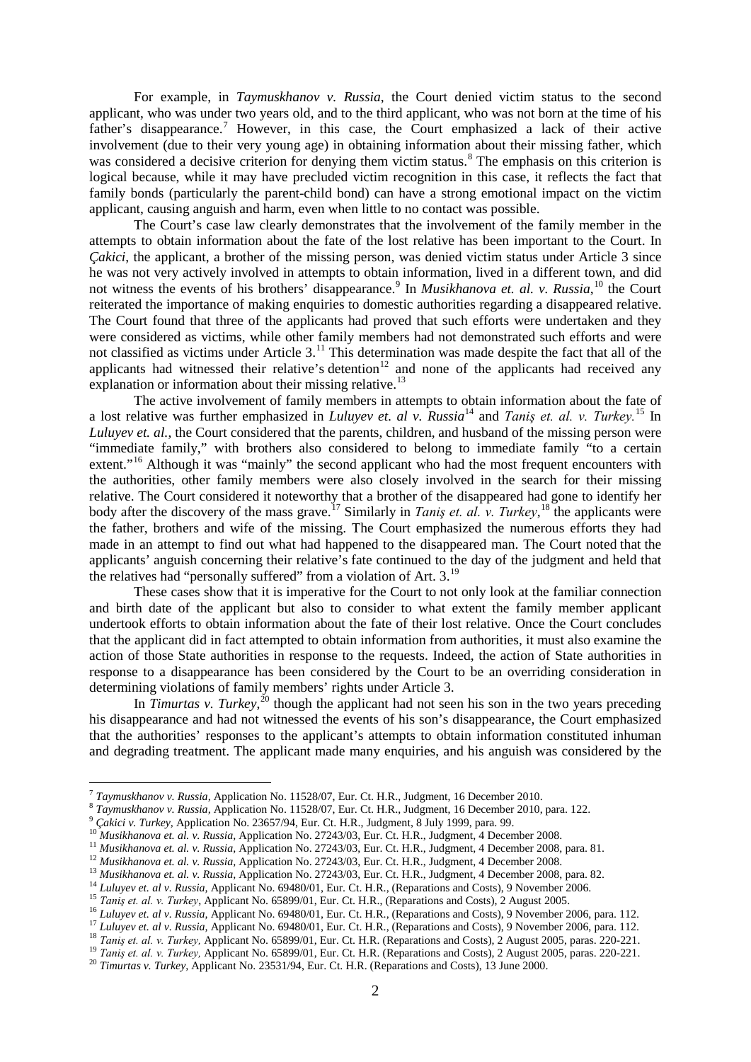For example, in *Taymuskhanov v. Russia*, the Court denied victim status to the second applicant, who was under two years old, and to the third applicant, who was not born at the time of his father's disappearance.[7] However, in this case, the Court emphasized a lack of their active involvement (due to their very young age) in obtaining information about their missing father, which was considered a decisive criterion for denying them victim status.[8] The emphasis on this criterion is logical because, while it may have precluded victim recognition in this case, it reflects the fact that family bonds (particularly the parent-child bond) can have a strong emotional impact on the victim applicant, causing anguish and harm, even when little to no contact was possible.

The Court's case law clearly demonstrates that the involvement of the family member in the attempts to obtain information about the fate of the lost relative has been important to the Court. In *Çakici*, the applicant, a brother of the missing person, was denied victim status under Article 3 since he was not very actively involved in attempts to obtain information, lived in a different town, and did not witness the events of his brothers' disappearance.[9] In *Musikhanova et. al. v. Russia*,[10] the Court reiterated the importance of making enquiries to domestic authorities regarding a disappeared relative. The Court found that three of the applicants had proved that such efforts were undertaken and they were considered as victims, while other family members had not demonstrated such efforts and were not classified as victims under Article 3.[11] This determination was made despite the fact that all of the applicants had witnessed their relative's detention[12] and none of the applicants had received any explanation or information about their missing relative.[13]

The active involvement of family members in attempts to obtain information about the fate of a lost relative was further emphasized in *Luluyev et. al v. Russia*[14] and *Taniş et. al. v. Turkey.*[15] In *Luluyev et. al.*, the Court considered that the parents, children, and husband of the missing person were "immediate family," with brothers also considered to belong to immediate family "to a certain extent."[16] Although it was "mainly" the second applicant who had the most frequent encounters with the authorities, other family members were also closely involved in the search for their missing relative. The Court considered it noteworthy that a brother of the disappeared had gone to identify her body after the discovery of the mass grave.[17] Similarly in *Taniş et. al. v. Turkey*,[18] the applicants were the father, brothers and wife of the missing. The Court emphasized the numerous efforts they had made in an attempt to find out what had happened to the disappeared man. The Court noted that the applicants' anguish concerning their relative's fate continued to the day of the judgment and held that the relatives had "personally suffered" from a violation of Art. 3.[19]

These cases show that it is imperative for the Court to not only look at the familiar connection and birth date of the applicant but also to consider to what extent the family member applicant undertook efforts to obtain information about the fate of their lost relative. Once the Court concludes that the applicant did in fact attempted to obtain information from authorities, it must also examine the action of those State authorities in response to the requests. Indeed, the action of State authorities in response to a disappearance has been considered by the Court to be an overriding consideration in determining violations of family members' rights under Article 3.

In *Timurtas v. Turkey*,[20] though the applicant had not seen his son in the two years preceding his disappearance and had not witnessed the events of his son's disappearance, the Court emphasized that the authorities' responses to the applicant's attempts to obtain information constituted inhuman and degrading treatment. The applicant made many enquiries, and his anguish was considered by the

---

[7] *Taymuskhanov v. Russia*, Application No. 11528/07, Eur. Ct. H.R., Judgment, 16 December 2010.
[8] *Taymuskhanov v. Russia*, Application No. 11528/07, Eur. Ct. H.R., Judgment, 16 December 2010, para. 122.
[9] *Çakici v. Turkey*, Application No. 23657/94, Eur. Ct. H.R., Judgment, 8 July 1999, para. 99.
[10] *Musikhanova et. al. v. Russia*, Application No. 27243/03, Eur. Ct. H.R., Judgment, 4 December 2008.
[11] *Musikhanova et. al. v. Russia*, Application No. 27243/03, Eur. Ct. H.R., Judgment, 4 December 2008, para. 81.
[12] *Musikhanova et. al. v. Russia*, Application No. 27243/03, Eur. Ct. H.R., Judgment, 4 December 2008.
[13] *Musikhanova et. al. v. Russia*, Application No. 27243/03, Eur. Ct. H.R., Judgment, 4 December 2008, para. 82.
[14] *Luluyev et. al v. Russia*, Applicant No. 69480/01, Eur. Ct. H.R., (Reparations and Costs), 9 November 2006.
[15] *Taniş et. al. v. Turkey*, Applicant No. 65899/01, Eur. Ct. H.R., (Reparations and Costs), 2 August 2005.
[16] *Luluyev et. al v. Russia*, Applicant No. 69480/01, Eur. Ct. H.R., (Reparations and Costs), 9 November 2006, para. 112.
[17] *Luluyev et. al v. Russia*, Applicant No. 69480/01, Eur. Ct. H.R., (Reparations and Costs), 9 November 2006, para. 112.
[18] *Taniş et. al. v. Turkey*, Applicant No. 65899/01, Eur. Ct. H.R. (Reparations and Costs), 2 August 2005, paras. 220-221.
[19] *Taniş et. al. v. Turkey*, Applicant No. 65899/01, Eur. Ct. H.R. (Reparations and Costs), 2 August 2005, paras. 220-221.
[20] *Timurtas v. Turkey*, Applicant No. 23531/94, Eur. Ct. H.R. (Reparations and Costs), 13 June 2000.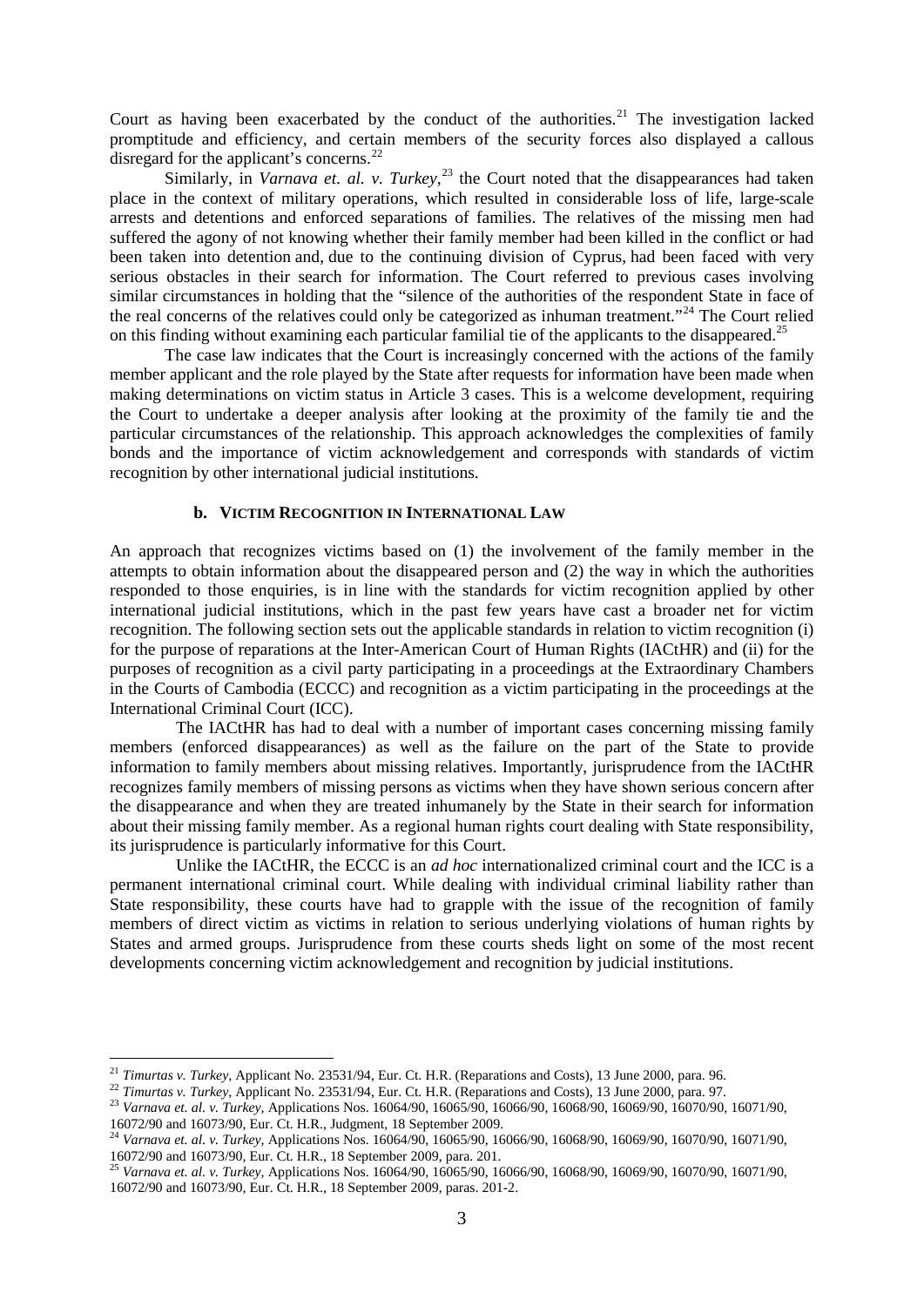Court as having been exacerbated by the conduct of the authorities.[21] The investigation lacked promptitude and efficiency, and certain members of the security forces also displayed a callous disregard for the applicant's concerns.[22]

Similarly, in *Varnava et. al. v. Turkey*,[23] the Court noted that the disappearances had taken place in the context of military operations, which resulted in considerable loss of life, large-scale arrests and detentions and enforced separations of families. The relatives of the missing men had suffered the agony of not knowing whether their family member had been killed in the conflict or had been taken into detention and, due to the continuing division of Cyprus, had been faced with very serious obstacles in their search for information. The Court referred to previous cases involving similar circumstances in holding that the "silence of the authorities of the respondent State in face of the real concerns of the relatives could only be categorized as inhuman treatment."[24] The Court relied on this finding without examining each particular familial tie of the applicants to the disappeared.[25]

The case law indicates that the Court is increasingly concerned with the actions of the family member applicant and the role played by the State after requests for information have been made when making determinations on victim status in Article 3 cases. This is a welcome development, requiring the Court to undertake a deeper analysis after looking at the proximity of the family tie and the particular circumstances of the relationship. This approach acknowledges the complexities of family bonds and the importance of victim acknowledgement and corresponds with standards of victim recognition by other international judicial institutions.

### b. VICTIM RECOGNITION IN INTERNATIONAL LAW

An approach that recognizes victims based on (1) the involvement of the family member in the attempts to obtain information about the disappeared person and (2) the way in which the authorities responded to those enquiries, is in line with the standards for victim recognition applied by other international judicial institutions, which in the past few years have cast a broader net for victim recognition. The following section sets out the applicable standards in relation to victim recognition (i) for the purpose of reparations at the Inter-American Court of Human Rights (IACtHR) and (ii) for the purposes of recognition as a civil party participating in a proceedings at the Extraordinary Chambers in the Courts of Cambodia (ECCC) and recognition as a victim participating in the proceedings at the International Criminal Court (ICC).

The IACtHR has had to deal with a number of important cases concerning missing family members (enforced disappearances) as well as the failure on the part of the State to provide information to family members about missing relatives. Importantly, jurisprudence from the IACtHR recognizes family members of missing persons as victims when they have shown serious concern after the disappearance and when they are treated inhumanely by the State in their search for information about their missing family member. As a regional human rights court dealing with State responsibility, its jurisprudence is particularly informative for this Court.

Unlike the IACtHR, the ECCC is an *ad hoc* internationalized criminal court and the ICC is a permanent international criminal court. While dealing with individual criminal liability rather than State responsibility, these courts have had to grapple with the issue of the recognition of family members of direct victim as victims in relation to serious underlying violations of human rights by States and armed groups. Jurisprudence from these courts sheds light on some of the most recent developments concerning victim acknowledgement and recognition by judicial institutions.

---

[21] *Timurtas v. Turkey*, Applicant No. 23531/94, Eur. Ct. H.R. (Reparations and Costs), 13 June 2000, para. 96.

[22] *Timurtas v. Turkey*, Applicant No. 23531/94, Eur. Ct. H.R. (Reparations and Costs), 13 June 2000, para. 97.

[23] *Varnava et. al. v. Turkey*, Applications Nos. 16064/90, 16065/90, 16066/90, 16068/90, 16069/90, 16070/90, 16071/90, 16072/90 and 16073/90, Eur. Ct. H.R., Judgment, 18 September 2009.

[24] *Varnava et. al. v. Turkey*, Applications Nos. 16064/90, 16065/90, 16066/90, 16068/90, 16069/90, 16070/90, 16071/90, 16072/90 and 16073/90, Eur. Ct. H.R., 18 September 2009, para. 201.

[25] *Varnava et. al. v. Turkey*, Applications Nos. 16064/90, 16065/90, 16066/90, 16068/90, 16069/90, 16070/90, 16071/90, 16072/90 and 16073/90, Eur. Ct. H.R., 18 September 2009, paras. 201-2.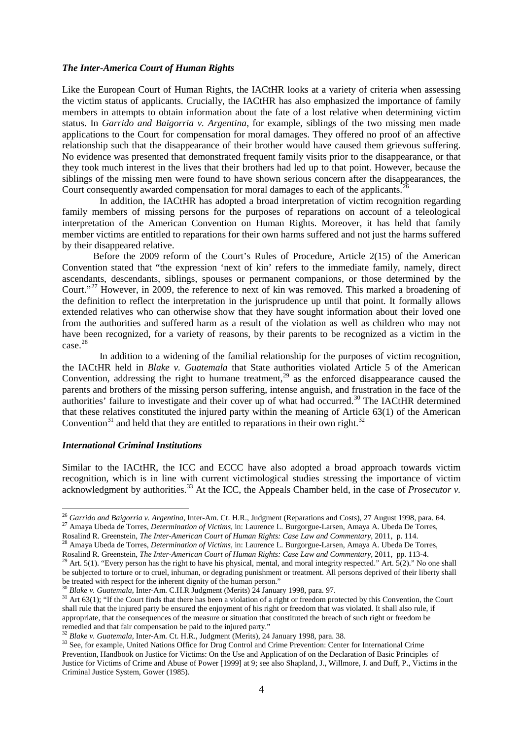### *The Inter-America Court of Human Rights*

Like the European Court of Human Rights, the IACtHR looks at a variety of criteria when assessing the victim status of applicants. Crucially, the IACtHR has also emphasized the importance of family members in attempts to obtain information about the fate of a lost relative when determining victim status. In *Garrido and Baigorria v. Argentina*, for example, siblings of the two missing men made applications to the Court for compensation for moral damages. They offered no proof of an affective relationship such that the disappearance of their brother would have caused them grievous suffering. No evidence was presented that demonstrated frequent family visits prior to the disappearance, or that they took much interest in the lives that their brothers had led up to that point. However, because the siblings of the missing men were found to have shown serious concern after the disappearances, the Court consequently awarded compensation for moral damages to each of the applicants.[26]

In addition, the IACtHR has adopted a broad interpretation of victim recognition regarding family members of missing persons for the purposes of reparations on account of a teleological interpretation of the American Convention on Human Rights. Moreover, it has held that family member victims are entitled to reparations for their own harms suffered and not just the harms suffered by their disappeared relative.

Before the 2009 reform of the Court's Rules of Procedure, Article 2(15) of the American Convention stated that "the expression 'next of kin' refers to the immediate family, namely, direct ascendants, descendants, siblings, spouses or permanent companions, or those determined by the Court."[27] However, in 2009, the reference to next of kin was removed. This marked a broadening of the definition to reflect the interpretation in the jurisprudence up until that point. It formally allows extended relatives who can otherwise show that they have sought information about their loved one from the authorities and suffered harm as a result of the violation as well as children who may not have been recognized, for a variety of reasons, by their parents to be recognized as a victim in the case.[28]

In addition to a widening of the familial relationship for the purposes of victim recognition, the IACtHR held in *Blake v. Guatemala* that State authorities violated Article 5 of the American Convention, addressing the right to humane treatment,[29] as the enforced disappearance caused the parents and brothers of the missing person suffering, intense anguish, and frustration in the face of the authorities' failure to investigate and their cover up of what had occurred.[30] The IACtHR determined that these relatives constituted the injured party within the meaning of Article 63(1) of the American Convention[31] and held that they are entitled to reparations in their own right.[32]

### *International Criminal Institutions*

Similar to the IACtHR, the ICC and ECCC have also adopted a broad approach towards victim recognition, which is in line with current victimological studies stressing the importance of victim acknowledgment by authorities.[33] At the ICC, the Appeals Chamber held, in the case of *Prosecutor v.*

---

[26] *Garrido and Baigorria v. Argentina*, Inter-Am. Ct. H.R., Judgment (Reparations and Costs), 27 August 1998, para. 64.

[27] Amaya Ubeda de Torres, *Determination of Victims*, in: Laurence L. Burgorgue-Larsen, Amaya A. Ubeda De Torres, Rosalind R. Greenstein, *The Inter-American Court of Human Rights: Case Law and Commentary*, 2011, p. 114.

[28] Amaya Ubeda de Torres, *Determination of Victims*, in: Laurence L. Burgorgue-Larsen, Amaya A. Ubeda De Torres, Rosalind R. Greenstein, *The Inter-American Court of Human Rights: Case Law and Commentary*, 2011, pp. 113-4.

[29] Art. 5(1). "Every person has the right to have his physical, mental, and moral integrity respected." Art. 5(2)." No one shall be subjected to torture or to cruel, inhuman, or degrading punishment or treatment. All persons deprived of their liberty shall be treated with respect for the inherent dignity of the human person."

[30] *Blake v. Guatemala*, Inter-Am. C.H.R Judgment (Merits) 24 January 1998, para. 97.

[31] Art 63(1); "If the Court finds that there has been a violation of a right or freedom protected by this Convention, the Court shall rule that the injured party be ensured the enjoyment of his right or freedom that was violated. It shall also rule, if appropriate, that the consequences of the measure or situation that constituted the breach of such right or freedom be remedied and that fair compensation be paid to the injured party."

[32] *Blake v. Guatemala*, Inter-Am. Ct. H.R., Judgment (Merits), 24 January 1998, para. 38.

[33] See, for example, United Nations Office for Drug Control and Crime Prevention: Center for International Crime Prevention, Handbook on Justice for Victims: On the Use and Application of on the Declaration of Basic Principles of Justice for Victims of Crime and Abuse of Power [1999] at 9; see also Shapland, J., Willmore, J. and Duff, P., Victims in the Criminal Justice System, Gower (1985).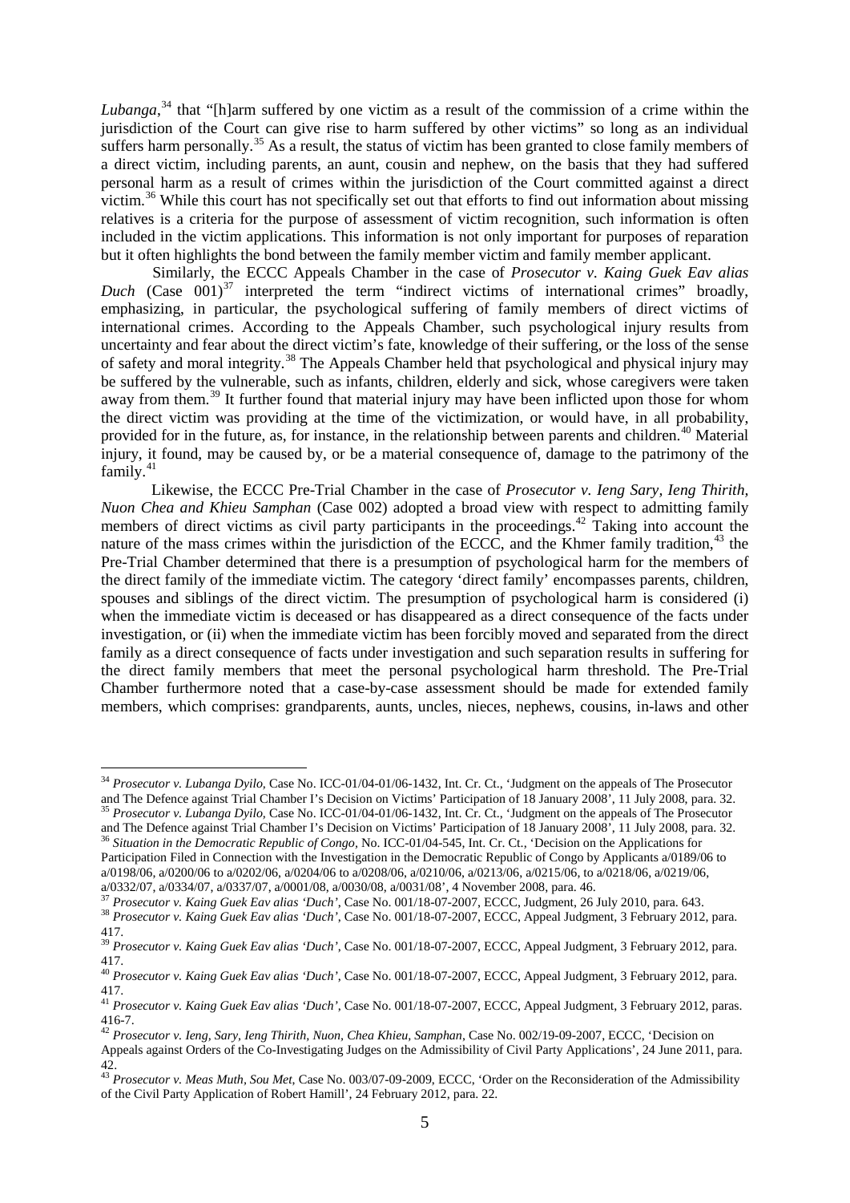*Lubanga*,[34] that "[h]arm suffered by one victim as a result of the commission of a crime within the jurisdiction of the Court can give rise to harm suffered by other victims" so long as an individual suffers harm personally.[35] As a result, the status of victim has been granted to close family members of a direct victim, including parents, an aunt, cousin and nephew, on the basis that they had suffered personal harm as a result of crimes within the jurisdiction of the Court committed against a direct victim.[36] While this court has not specifically set out that efforts to find out information about missing relatives is a criteria for the purpose of assessment of victim recognition, such information is often included in the victim applications. This information is not only important for purposes of reparation but it often highlights the bond between the family member victim and family member applicant.

Similarly, the ECCC Appeals Chamber in the case of *Prosecutor v. Kaing Guek Eav alias Duch* (Case 001)[37] interpreted the term "indirect victims of international crimes" broadly, emphasizing, in particular, the psychological suffering of family members of direct victims of international crimes. According to the Appeals Chamber, such psychological injury results from uncertainty and fear about the direct victim's fate, knowledge of their suffering, or the loss of the sense of safety and moral integrity.[38] The Appeals Chamber held that psychological and physical injury may be suffered by the vulnerable, such as infants, children, elderly and sick, whose caregivers were taken away from them.[39] It further found that material injury may have been inflicted upon those for whom the direct victim was providing at the time of the victimization, or would have, in all probability, provided for in the future, as, for instance, in the relationship between parents and children.[40] Material injury, it found, may be caused by, or be a material consequence of, damage to the patrimony of the family.[41]

Likewise, the ECCC Pre-Trial Chamber in the case of *Prosecutor v. Ieng Sary, Ieng Thirith, Nuon Chea and Khieu Samphan* (Case 002) adopted a broad view with respect to admitting family members of direct victims as civil party participants in the proceedings.[42] Taking into account the nature of the mass crimes within the jurisdiction of the ECCC, and the Khmer family tradition,[43] the Pre-Trial Chamber determined that there is a presumption of psychological harm for the members of the direct family of the immediate victim. The category 'direct family' encompasses parents, children, spouses and siblings of the direct victim. The presumption of psychological harm is considered (i) when the immediate victim is deceased or has disappeared as a direct consequence of the facts under investigation, or (ii) when the immediate victim has been forcibly moved and separated from the direct family as a direct consequence of facts under investigation and such separation results in suffering for the direct family members that meet the personal psychological harm threshold. The Pre-Trial Chamber furthermore noted that a case-by-case assessment should be made for extended family members, which comprises: grandparents, aunts, uncles, nieces, nephews, cousins, in-laws and other

---

[34] *Prosecutor v. Lubanga Dyilo*, Case No. ICC-01/04-01/06-1432, Int. Cr. Ct., 'Judgment on the appeals of The Prosecutor and The Defence against Trial Chamber I's Decision on Victims' Participation of 18 January 2008', 11 July 2008, para. 32.

[35] *Prosecutor v. Lubanga Dyilo*, Case No. ICC-01/04-01/06-1432, Int. Cr. Ct., 'Judgment on the appeals of The Prosecutor and The Defence against Trial Chamber I's Decision on Victims' Participation of 18 January 2008', 11 July 2008, para. 32.

[36] *Situation in the Democratic Republic of Congo*, No. ICC-01/04-545, Int. Cr. Ct., 'Decision on the Applications for Participation Filed in Connection with the Investigation in the Democratic Republic of Congo by Applicants a/0189/06 to a/0198/06, a/0200/06 to a/0202/06, a/0204/06 to a/0208/06, a/0210/06, a/0213/06, a/0215/06, to a/0218/06, a/0219/06, a/0332/07, a/0334/07, a/0337/07, a/0001/08, a/0030/08, a/0031/08', 4 November 2008, para. 46.

[37] *Prosecutor v. Kaing Guek Eav alias 'Duch'*, Case No. 001/18-07-2007, ECCC, Judgment, 26 July 2010, para. 643.

[38] *Prosecutor v. Kaing Guek Eav alias 'Duch'*, Case No. 001/18-07-2007, ECCC, Appeal Judgment, 3 February 2012, para. 417.

[39] *Prosecutor v. Kaing Guek Eav alias 'Duch'*, Case No. 001/18-07-2007, ECCC, Appeal Judgment, 3 February 2012, para. 417.

[40] *Prosecutor v. Kaing Guek Eav alias 'Duch'*, Case No. 001/18-07-2007, ECCC, Appeal Judgment, 3 February 2012, para. 417.

[41] *Prosecutor v. Kaing Guek Eav alias 'Duch'*, Case No. 001/18-07-2007, ECCC, Appeal Judgment, 3 February 2012, paras. 416-7.

[42] *Prosecutor v. Ieng, Sary, Ieng Thirith, Nuon, Chea Khieu, Samphan*, Case No. 002/19-09-2007, ECCC, 'Decision on Appeals against Orders of the Co-Investigating Judges on the Admissibility of Civil Party Applications', 24 June 2011, para. 42.

[43] *Prosecutor v. Meas Muth, Sou Met*, Case No. 003/07-09-2009, ECCC, 'Order on the Reconsideration of the Admissibility of the Civil Party Application of Robert Hamill', 24 February 2012, para. 22.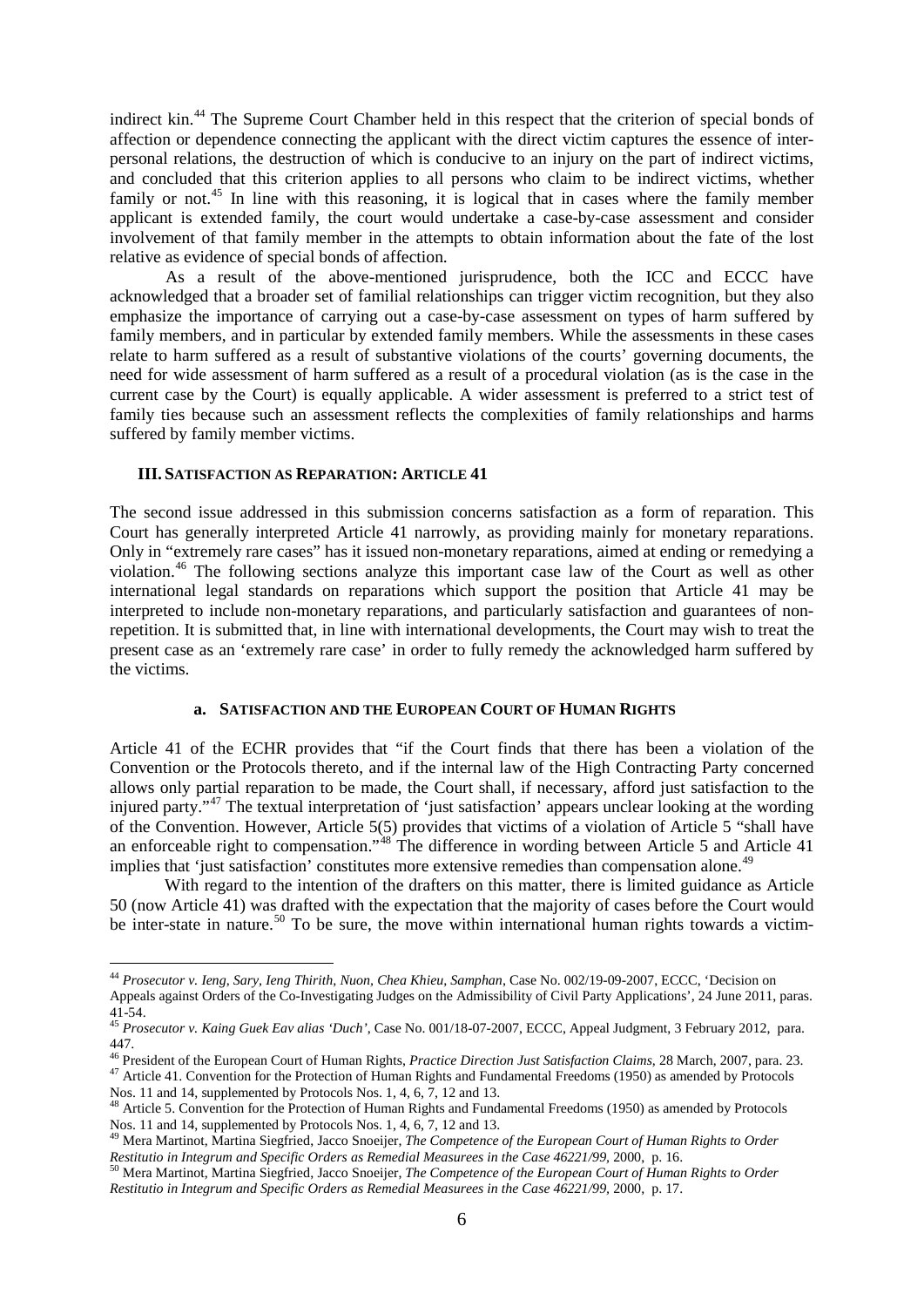indirect kin.[44] The Supreme Court Chamber held in this respect that the criterion of special bonds of affection or dependence connecting the applicant with the direct victim captures the essence of inter-personal relations, the destruction of which is conducive to an injury on the part of indirect victims, and concluded that this criterion applies to all persons who claim to be indirect victims, whether family or not.[45] In line with this reasoning, it is logical that in cases where the family member applicant is extended family, the court would undertake a case-by-case assessment and consider involvement of that family member in the attempts to obtain information about the fate of the lost relative as evidence of special bonds of affection.

As a result of the above-mentioned jurisprudence, both the ICC and ECCC have acknowledged that a broader set of familial relationships can trigger victim recognition, but they also emphasize the importance of carrying out a case-by-case assessment on types of harm suffered by family members, and in particular by extended family members. While the assessments in these cases relate to harm suffered as a result of substantive violations of the courts' governing documents, the need for wide assessment of harm suffered as a result of a procedural violation (as is the case in the current case by the Court) is equally applicable. A wider assessment is preferred to a strict test of family ties because such an assessment reflects the complexities of family relationships and harms suffered by family member victims.

## III. SATISFACTION AS REPARATION: ARTICLE 41

The second issue addressed in this submission concerns satisfaction as a form of reparation. This Court has generally interpreted Article 41 narrowly, as providing mainly for monetary reparations. Only in "extremely rare cases" has it issued non-monetary reparations, aimed at ending or remedying a violation.[46] The following sections analyze this important case law of the Court as well as other international legal standards on reparations which support the position that Article 41 may be interpreted to include non-monetary reparations, and particularly satisfaction and guarantees of non-repetition. It is submitted that, in line with international developments, the Court may wish to treat the present case as an 'extremely rare case' in order to fully remedy the acknowledged harm suffered by the victims.

### a. SATISFACTION AND THE EUROPEAN COURT OF HUMAN RIGHTS

Article 41 of the ECHR provides that "if the Court finds that there has been a violation of the Convention or the Protocols thereto, and if the internal law of the High Contracting Party concerned allows only partial reparation to be made, the Court shall, if necessary, afford just satisfaction to the injured party."[47] The textual interpretation of 'just satisfaction' appears unclear looking at the wording of the Convention. However, Article 5(5) provides that victims of a violation of Article 5 "shall have an enforceable right to compensation."[48] The difference in wording between Article 5 and Article 41 implies that 'just satisfaction' constitutes more extensive remedies than compensation alone.[49]

With regard to the intention of the drafters on this matter, there is limited guidance as Article 50 (now Article 41) was drafted with the expectation that the majority of cases before the Court would be inter-state in nature.[50] To be sure, the move within international human rights towards a victim-

---

[44] *Prosecutor v. Ieng, Sary, Ieng Thirith, Nuon, Chea Khieu, Samphan*, Case No. 002/19-09-2007, ECCC, 'Decision on Appeals against Orders of the Co-Investigating Judges on the Admissibility of Civil Party Applications', 24 June 2011, paras. 41-54.

[45] *Prosecutor v. Kaing Guek Eav alias 'Duch'*, Case No. 001/18-07-2007, ECCC, Appeal Judgment, 3 February 2012, para. 447.

[46] President of the European Court of Human Rights, *Practice Direction Just Satisfaction Claims*, 28 March, 2007, para. 23.

[47] Article 41. Convention for the Protection of Human Rights and Fundamental Freedoms (1950) as amended by Protocols Nos. 11 and 14, supplemented by Protocols Nos. 1, 4, 6, 7, 12 and 13.

[48] Article 5. Convention for the Protection of Human Rights and Fundamental Freedoms (1950) as amended by Protocols Nos. 11 and 14, supplemented by Protocols Nos. 1, 4, 6, 7, 12 and 13.

[49] Mera Martinot, Martina Siegfried, Jacco Snoeijer, *The Competence of the European Court of Human Rights to Order Restitutio in Integrum and Specific Orders as Remedial Measurees in the Case 46221/99*, 2000, p. 16.

[50] Mera Martinot, Martina Siegfried, Jacco Snoeijer, *The Competence of the European Court of Human Rights to Order Restitutio in Integrum and Specific Orders as Remedial Measurees in the Case 46221/99*, 2000, p. 17.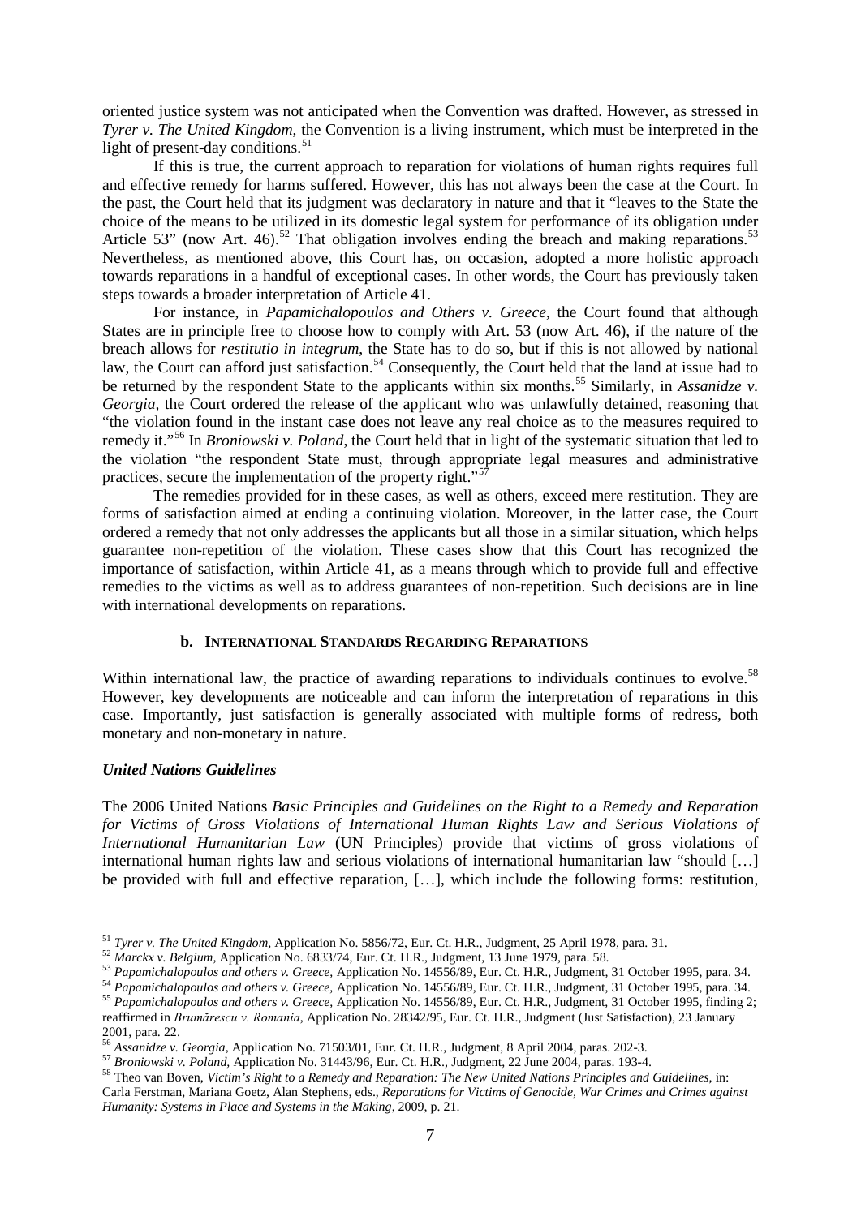oriented justice system was not anticipated when the Convention was drafted. However, as stressed in *Tyrer v. The United Kingdom*, the Convention is a living instrument, which must be interpreted in the light of present-day conditions.[51]

If this is true, the current approach to reparation for violations of human rights requires full and effective remedy for harms suffered. However, this has not always been the case at the Court. In the past, the Court held that its judgment was declaratory in nature and that it "leaves to the State the choice of the means to be utilized in its domestic legal system for performance of its obligation under Article 53" (now Art. 46).[52] That obligation involves ending the breach and making reparations.[53] Nevertheless, as mentioned above, this Court has, on occasion, adopted a more holistic approach towards reparations in a handful of exceptional cases. In other words, the Court has previously taken steps towards a broader interpretation of Article 41.

For instance, in *Papamichalopoulos and Others v. Greece*, the Court found that although States are in principle free to choose how to comply with Art. 53 (now Art. 46), if the nature of the breach allows for *restitutio in integrum*, the State has to do so, but if this is not allowed by national law, the Court can afford just satisfaction.[54] Consequently, the Court held that the land at issue had to be returned by the respondent State to the applicants within six months.[55] Similarly, in *Assanidze v. Georgia*, the Court ordered the release of the applicant who was unlawfully detained, reasoning that "the violation found in the instant case does not leave any real choice as to the measures required to remedy it."[56] In *Broniowski v. Poland*, the Court held that in light of the systematic situation that led to the violation "the respondent State must, through appropriate legal measures and administrative practices, secure the implementation of the property right."[57]

The remedies provided for in these cases, as well as others, exceed mere restitution. They are forms of satisfaction aimed at ending a continuing violation. Moreover, in the latter case, the Court ordered a remedy that not only addresses the applicants but all those in a similar situation, which helps guarantee non-repetition of the violation. These cases show that this Court has recognized the importance of satisfaction, within Article 41, as a means through which to provide full and effective remedies to the victims as well as to address guarantees of non-repetition. Such decisions are in line with international developments on reparations.

### b. International Standards Regarding Reparations

Within international law, the practice of awarding reparations to individuals continues to evolve.[58] However, key developments are noticeable and can inform the interpretation of reparations in this case. Importantly, just satisfaction is generally associated with multiple forms of redress, both monetary and non-monetary in nature.

#### *United Nations Guidelines*

The 2006 United Nations *Basic Principles and Guidelines on the Right to a Remedy and Reparation for Victims of Gross Violations of International Human Rights Law and Serious Violations of International Humanitarian Law* (UN Principles) provide that victims of gross violations of international human rights law and serious violations of international humanitarian law "should […] be provided with full and effective reparation, […], which include the following forms: restitution,

---

[51] *Tyrer v. The United Kingdom*, Application No. 5856/72, Eur. Ct. H.R., Judgment, 25 April 1978, para. 31.

[52] *Marckx v. Belgium*, Application No. 6833/74, Eur. Ct. H.R., Judgment, 13 June 1979, para. 58.

[53] *Papamichalopoulos and others v. Greece*, Application No. 14556/89, Eur. Ct. H.R., Judgment, 31 October 1995, para. 34.

[54] *Papamichalopoulos and others v. Greece*, Application No. 14556/89, Eur. Ct. H.R., Judgment, 31 October 1995, para. 34.

[55] *Papamichalopoulos and others v. Greece*, Application No. 14556/89, Eur. Ct. H.R., Judgment, 31 October 1995, finding 2; reaffirmed in *Brumărescu v. Romania*, Application No. 28342/95, Eur. Ct. H.R., Judgment (Just Satisfaction), 23 January 2001, para. 22.

[56] *Assanidze v. Georgia*, Application No. 71503/01, Eur. Ct. H.R., Judgment, 8 April 2004, paras. 202-3.

[57] *Broniowski v. Poland*, Application No. 31443/96, Eur. Ct. H.R., Judgment, 22 June 2004, paras. 193-4.

[58] Theo van Boven, *Victim's Right to a Remedy and Reparation: The New United Nations Principles and Guidelines*, in: Carla Ferstman, Mariana Goetz, Alan Stephens, eds., *Reparations for Victims of Genocide, War Crimes and Crimes against Humanity: Systems in Place and Systems in the Making*, 2009, p. 21.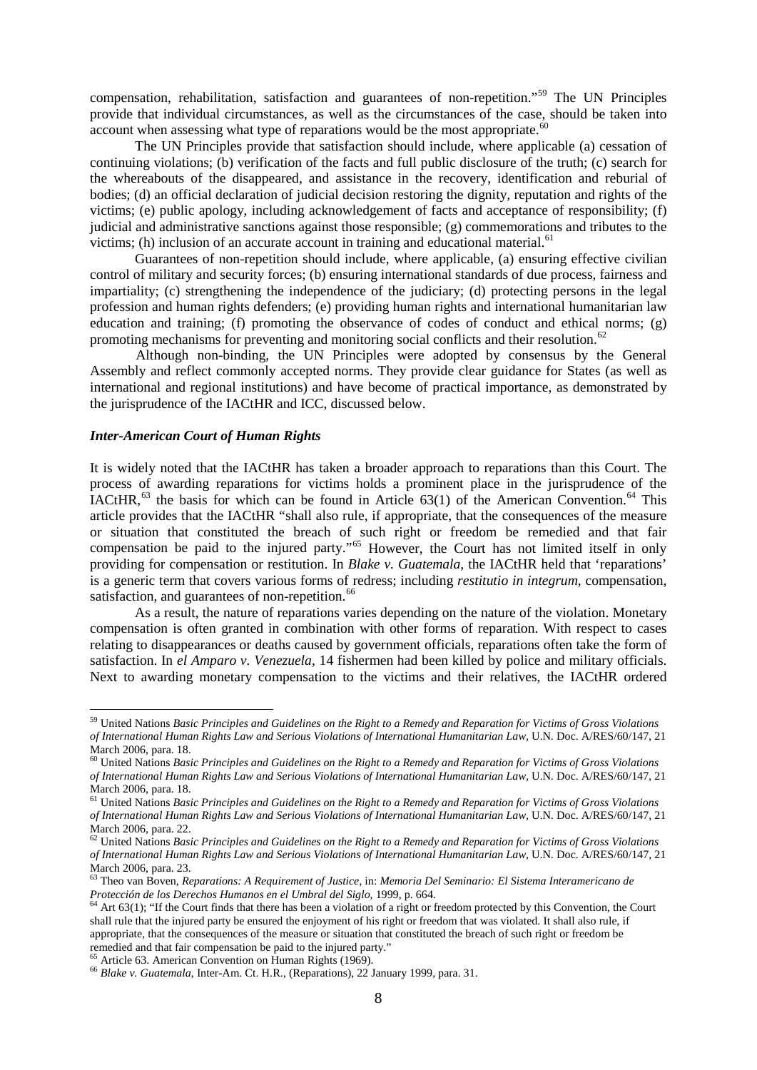compensation, rehabilitation, satisfaction and guarantees of non-repetition."[59] The UN Principles provide that individual circumstances, as well as the circumstances of the case, should be taken into account when assessing what type of reparations would be the most appropriate.[60]

The UN Principles provide that satisfaction should include, where applicable (a) cessation of continuing violations; (b) verification of the facts and full public disclosure of the truth; (c) search for the whereabouts of the disappeared, and assistance in the recovery, identification and reburial of bodies; (d) an official declaration of judicial decision restoring the dignity, reputation and rights of the victims; (e) public apology, including acknowledgement of facts and acceptance of responsibility; (f) judicial and administrative sanctions against those responsible; (g) commemorations and tributes to the victims; (h) inclusion of an accurate account in training and educational material.[61]

Guarantees of non-repetition should include, where applicable, (a) ensuring effective civilian control of military and security forces; (b) ensuring international standards of due process, fairness and impartiality; (c) strengthening the independence of the judiciary; (d) protecting persons in the legal profession and human rights defenders; (e) providing human rights and international humanitarian law education and training; (f) promoting the observance of codes of conduct and ethical norms; (g) promoting mechanisms for preventing and monitoring social conflicts and their resolution.[62]

Although non-binding, the UN Principles were adopted by consensus by the General Assembly and reflect commonly accepted norms. They provide clear guidance for States (as well as international and regional institutions) and have become of practical importance, as demonstrated by the jurisprudence of the IACtHR and ICC, discussed below.

### *Inter-American Court of Human Rights*

It is widely noted that the IACtHR has taken a broader approach to reparations than this Court. The process of awarding reparations for victims holds a prominent place in the jurisprudence of the IACtHR,[63] the basis for which can be found in Article 63(1) of the American Convention.[64] This article provides that the IACtHR "shall also rule, if appropriate, that the consequences of the measure or situation that constituted the breach of such right or freedom be remedied and that fair compensation be paid to the injured party."[65] However, the Court has not limited itself in only providing for compensation or restitution. In *Blake v. Guatemala*, the IACtHR held that 'reparations' is a generic term that covers various forms of redress; including *restitutio in integrum*, compensation, satisfaction, and guarantees of non-repetition.[66]

As a result, the nature of reparations varies depending on the nature of the violation. Monetary compensation is often granted in combination with other forms of reparation. With respect to cases relating to disappearances or deaths caused by government officials, reparations often take the form of satisfaction. In *el Amparo v. Venezuela*, 14 fishermen had been killed by police and military officials. Next to awarding monetary compensation to the victims and their relatives, the IACtHR ordered

---

[59] United Nations *Basic Principles and Guidelines on the Right to a Remedy and Reparation for Victims of Gross Violations of International Human Rights Law and Serious Violations of International Humanitarian Law*, U.N. Doc. A/RES/60/147, 21 March 2006, para. 18.

[60] United Nations *Basic Principles and Guidelines on the Right to a Remedy and Reparation for Victims of Gross Violations of International Human Rights Law and Serious Violations of International Humanitarian Law*, U.N. Doc. A/RES/60/147, 21 March 2006, para. 18.

[61] United Nations *Basic Principles and Guidelines on the Right to a Remedy and Reparation for Victims of Gross Violations of International Human Rights Law and Serious Violations of International Humanitarian Law*, U.N. Doc. A/RES/60/147, 21 March 2006, para. 22.

[62] United Nations *Basic Principles and Guidelines on the Right to a Remedy and Reparation for Victims of Gross Violations of International Human Rights Law and Serious Violations of International Humanitarian Law*, U.N. Doc. A/RES/60/147, 21 March 2006, para. 23.

[63] Theo van Boven, *Reparations: A Requirement of Justice*, in: *Memoria Del Seminario: El Sistema Interamericano de Protección de los Derechos Humanos en el Umbral del Siglo*, 1999, p. 664.

[64] Art 63(1); "If the Court finds that there has been a violation of a right or freedom protected by this Convention, the Court shall rule that the injured party be ensured the enjoyment of his right or freedom that was violated. It shall also rule, if appropriate, that the consequences of the measure or situation that constituted the breach of such right or freedom be remedied and that fair compensation be paid to the injured party."

[65] Article 63. American Convention on Human Rights (1969).

[66] *Blake v. Guatemala*, Inter-Am. Ct. H.R., (Reparations), 22 January 1999, para. 31.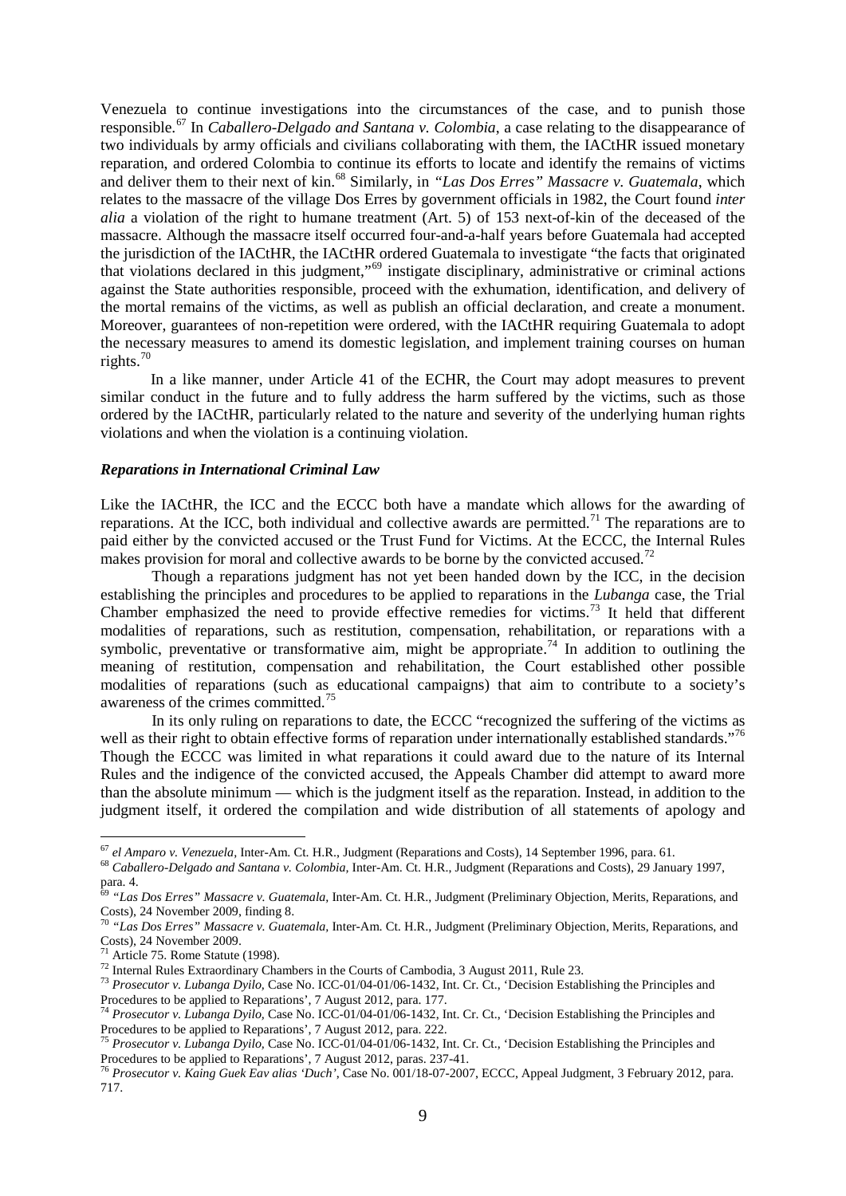Venezuela to continue investigations into the circumstances of the case, and to punish those responsible.[67] In *Caballero-Delgado and Santana v. Colombia*, a case relating to the disappearance of two individuals by army officials and civilians collaborating with them, the IACtHR issued monetary reparation, and ordered Colombia to continue its efforts to locate and identify the remains of victims and deliver them to their next of kin.[68] Similarly, in *"Las Dos Erres" Massacre v. Guatemala*, which relates to the massacre of the village Dos Erres by government officials in 1982, the Court found *inter alia* a violation of the right to humane treatment (Art. 5) of 153 next-of-kin of the deceased of the massacre. Although the massacre itself occurred four-and-a-half years before Guatemala had accepted the jurisdiction of the IACtHR, the IACtHR ordered Guatemala to investigate "the facts that originated that violations declared in this judgment,"[69] instigate disciplinary, administrative or criminal actions against the State authorities responsible, proceed with the exhumation, identification, and delivery of the mortal remains of the victims, as well as publish an official declaration, and create a monument. Moreover, guarantees of non-repetition were ordered, with the IACtHR requiring Guatemala to adopt the necessary measures to amend its domestic legislation, and implement training courses on human rights.[70]

In a like manner, under Article 41 of the ECHR, the Court may adopt measures to prevent similar conduct in the future and to fully address the harm suffered by the victims, such as those ordered by the IACtHR, particularly related to the nature and severity of the underlying human rights violations and when the violation is a continuing violation.

### *Reparations in International Criminal Law*

Like the IACtHR, the ICC and the ECCC both have a mandate which allows for the awarding of reparations. At the ICC, both individual and collective awards are permitted.[71] The reparations are to paid either by the convicted accused or the Trust Fund for Victims. At the ECCC, the Internal Rules makes provision for moral and collective awards to be borne by the convicted accused.[72]

Though a reparations judgment has not yet been handed down by the ICC, in the decision establishing the principles and procedures to be applied to reparations in the *Lubanga* case, the Trial Chamber emphasized the need to provide effective remedies for victims.[73] It held that different modalities of reparations, such as restitution, compensation, rehabilitation, or reparations with a symbolic, preventative or transformative aim, might be appropriate.[74] In addition to outlining the meaning of restitution, compensation and rehabilitation, the Court established other possible modalities of reparations (such as educational campaigns) that aim to contribute to a society's awareness of the crimes committed.[75]

In its only ruling on reparations to date, the ECCC "recognized the suffering of the victims as well as their right to obtain effective forms of reparation under internationally established standards."[76] Though the ECCC was limited in what reparations it could award due to the nature of its Internal Rules and the indigence of the convicted accused, the Appeals Chamber did attempt to award more than the absolute minimum — which is the judgment itself as the reparation. Instead, in addition to the judgment itself, it ordered the compilation and wide distribution of all statements of apology and

---

[67] *el Amparo v. Venezuela*, Inter-Am. Ct. H.R., Judgment (Reparations and Costs), 14 September 1996, para. 61.

[68] *Caballero-Delgado and Santana v. Colombia*, Inter-Am. Ct. H.R., Judgment (Reparations and Costs), 29 January 1997, para. 4.

[69] *"Las Dos Erres" Massacre v. Guatemala*, Inter-Am. Ct. H.R., Judgment (Preliminary Objection, Merits, Reparations, and Costs), 24 November 2009, finding 8.

[70] *"Las Dos Erres" Massacre v. Guatemala*, Inter-Am. Ct. H.R., Judgment (Preliminary Objection, Merits, Reparations, and Costs), 24 November 2009.

[71] Article 75. Rome Statute (1998).

[72] Internal Rules Extraordinary Chambers in the Courts of Cambodia, 3 August 2011, Rule 23.

[73] *Prosecutor v. Lubanga Dyilo*, Case No. ICC-01/04-01/06-1432, Int. Cr. Ct., 'Decision Establishing the Principles and Procedures to be applied to Reparations', 7 August 2012, para. 177.

[74] *Prosecutor v. Lubanga Dyilo*, Case No. ICC-01/04-01/06-1432, Int. Cr. Ct., 'Decision Establishing the Principles and Procedures to be applied to Reparations', 7 August 2012, para. 222.

[75] *Prosecutor v. Lubanga Dyilo*, Case No. ICC-01/04-01/06-1432, Int. Cr. Ct., 'Decision Establishing the Principles and Procedures to be applied to Reparations', 7 August 2012, paras. 237-41.

[76] *Prosecutor v. Kaing Guek Eav alias 'Duch'*, Case No. 001/18-07-2007, ECCC, Appeal Judgment, 3 February 2012, para. 717.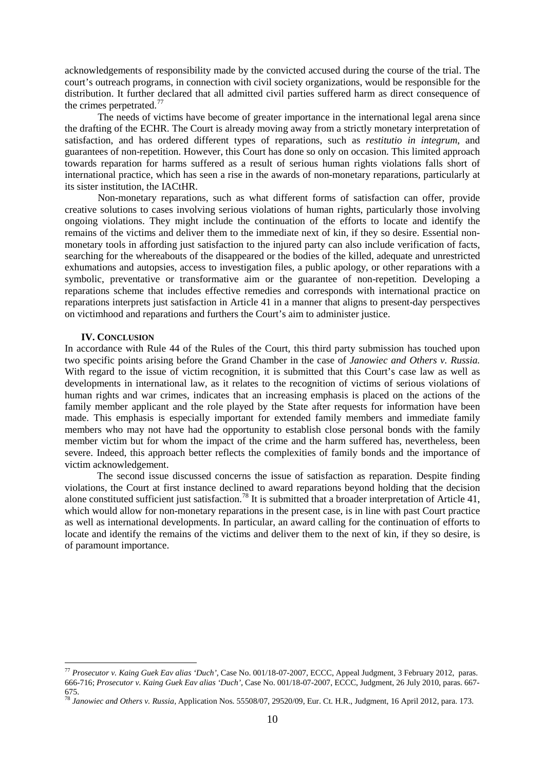acknowledgements of responsibility made by the convicted accused during the course of the trial. The court's outreach programs, in connection with civil society organizations, would be responsible for the distribution. It further declared that all admitted civil parties suffered harm as direct consequence of the crimes perpetrated.[77]

The needs of victims have become of greater importance in the international legal arena since the drafting of the ECHR. The Court is already moving away from a strictly monetary interpretation of satisfaction, and has ordered different types of reparations, such as *restitutio in integrum*, and guarantees of non-repetition. However, this Court has done so only on occasion. This limited approach towards reparation for harms suffered as a result of serious human rights violations falls short of international practice, which has seen a rise in the awards of non-monetary reparations, particularly at its sister institution, the IACtHR.

Non-monetary reparations, such as what different forms of satisfaction can offer, provide creative solutions to cases involving serious violations of human rights, particularly those involving ongoing violations. They might include the continuation of the efforts to locate and identify the remains of the victims and deliver them to the immediate next of kin, if they so desire. Essential non-monetary tools in affording just satisfaction to the injured party can also include verification of facts, searching for the whereabouts of the disappeared or the bodies of the killed, adequate and unrestricted exhumations and autopsies, access to investigation files, a public apology, or other reparations with a symbolic, preventative or transformative aim or the guarantee of non-repetition. Developing a reparations scheme that includes effective remedies and corresponds with international practice on reparations interprets just satisfaction in Article 41 in a manner that aligns to present-day perspectives on victimhood and reparations and furthers the Court's aim to administer justice.

## IV. Conclusion

In accordance with Rule 44 of the Rules of the Court, this third party submission has touched upon two specific points arising before the Grand Chamber in the case of *Janowiec and Others v. Russia.* With regard to the issue of victim recognition, it is submitted that this Court's case law as well as developments in international law, as it relates to the recognition of victims of serious violations of human rights and war crimes, indicates that an increasing emphasis is placed on the actions of the family member applicant and the role played by the State after requests for information have been made. This emphasis is especially important for extended family members and immediate family members who may not have had the opportunity to establish close personal bonds with the family member victim but for whom the impact of the crime and the harm suffered has, nevertheless, been severe. Indeed, this approach better reflects the complexities of family bonds and the importance of victim acknowledgement.

The second issue discussed concerns the issue of satisfaction as reparation. Despite finding violations, the Court at first instance declined to award reparations beyond holding that the decision alone constituted sufficient just satisfaction.[78] It is submitted that a broader interpretation of Article 41, which would allow for non-monetary reparations in the present case, is in line with past Court practice as well as international developments. In particular, an award calling for the continuation of efforts to locate and identify the remains of the victims and deliver them to the next of kin, if they so desire, is of paramount importance.

---

[77] *Prosecutor v. Kaing Guek Eav alias 'Duch'*, Case No. 001/18-07-2007, ECCC, Appeal Judgment, 3 February 2012, paras. 666-716; *Prosecutor v. Kaing Guek Eav alias 'Duch'*, Case No. 001/18-07-2007, ECCC, Judgment, 26 July 2010, paras. 667-675.

[78] *Janowiec and Others v. Russia*, Application Nos. 55508/07, 29520/09, Eur. Ct. H.R., Judgment, 16 April 2012, para. 173.